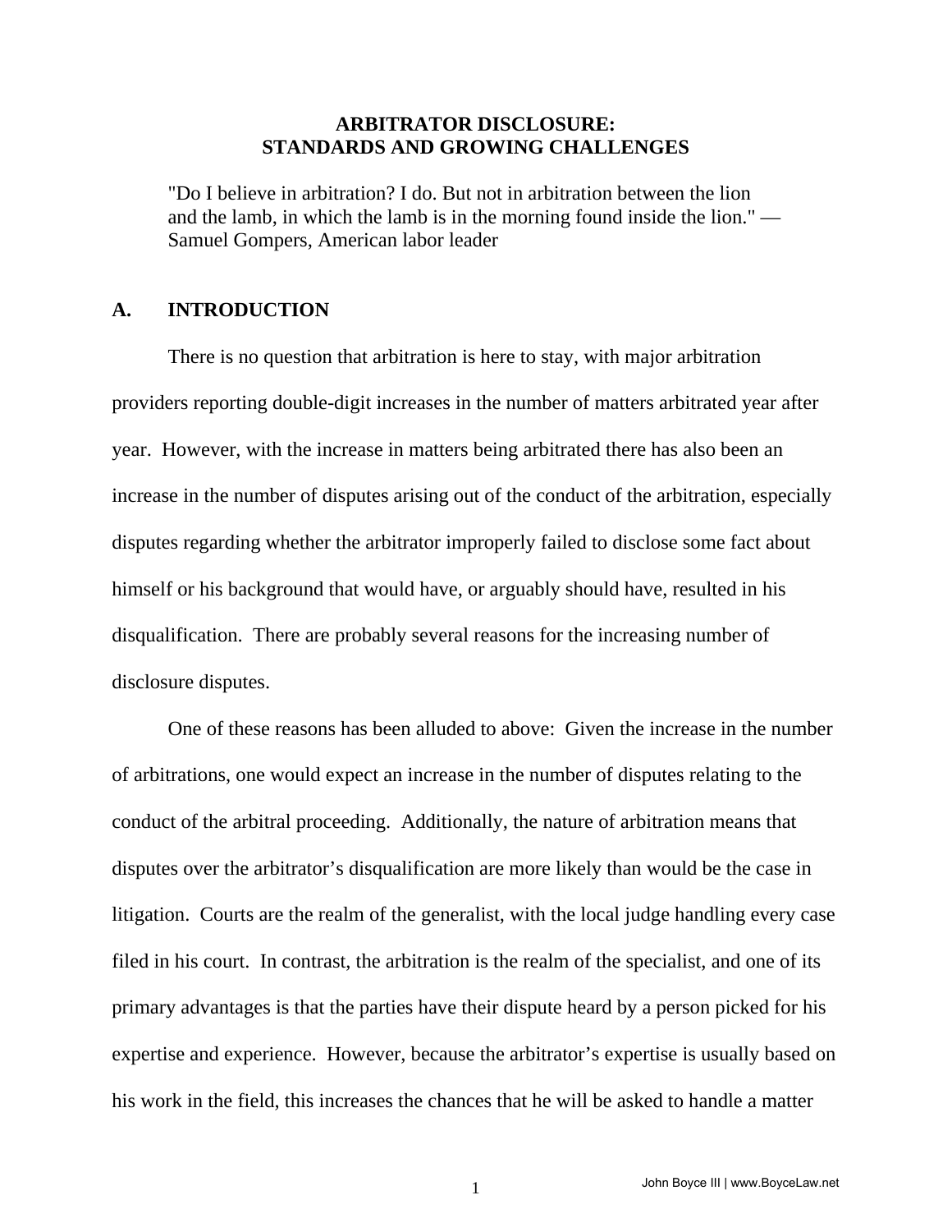# ARBITRATOR DISCLOSURE: STANDARDS AND GROWING CHALLENGES

> "Do I believe in arbitration? I do. But not in arbitration between the lion and the lamb, in which the lamb is in the morning found inside the lion." — Samuel Gompers, American labor leader

## A. INTRODUCTION

There is no question that arbitration is here to stay, with major arbitration providers reporting double-digit increases in the number of matters arbitrated year after year. However, with the increase in matters being arbitrated there has also been an increase in the number of disputes arising out of the conduct of the arbitration, especially disputes regarding whether the arbitrator improperly failed to disclose some fact about himself or his background that would have, or arguably should have, resulted in his disqualification. There are probably several reasons for the increasing number of disclosure disputes.

One of these reasons has been alluded to above: Given the increase in the number of arbitrations, one would expect an increase in the number of disputes relating to the conduct of the arbitral proceeding. Additionally, the nature of arbitration means that disputes over the arbitrator's disqualification are more likely than would be the case in litigation. Courts are the realm of the generalist, with the local judge handling every case filed in his court. In contrast, the arbitration is the realm of the specialist, and one of its primary advantages is that the parties have their dispute heard by a person picked for his expertise and experience. However, because the arbitrator's expertise is usually based on his work in the field, this increases the chances that he will be asked to handle a matter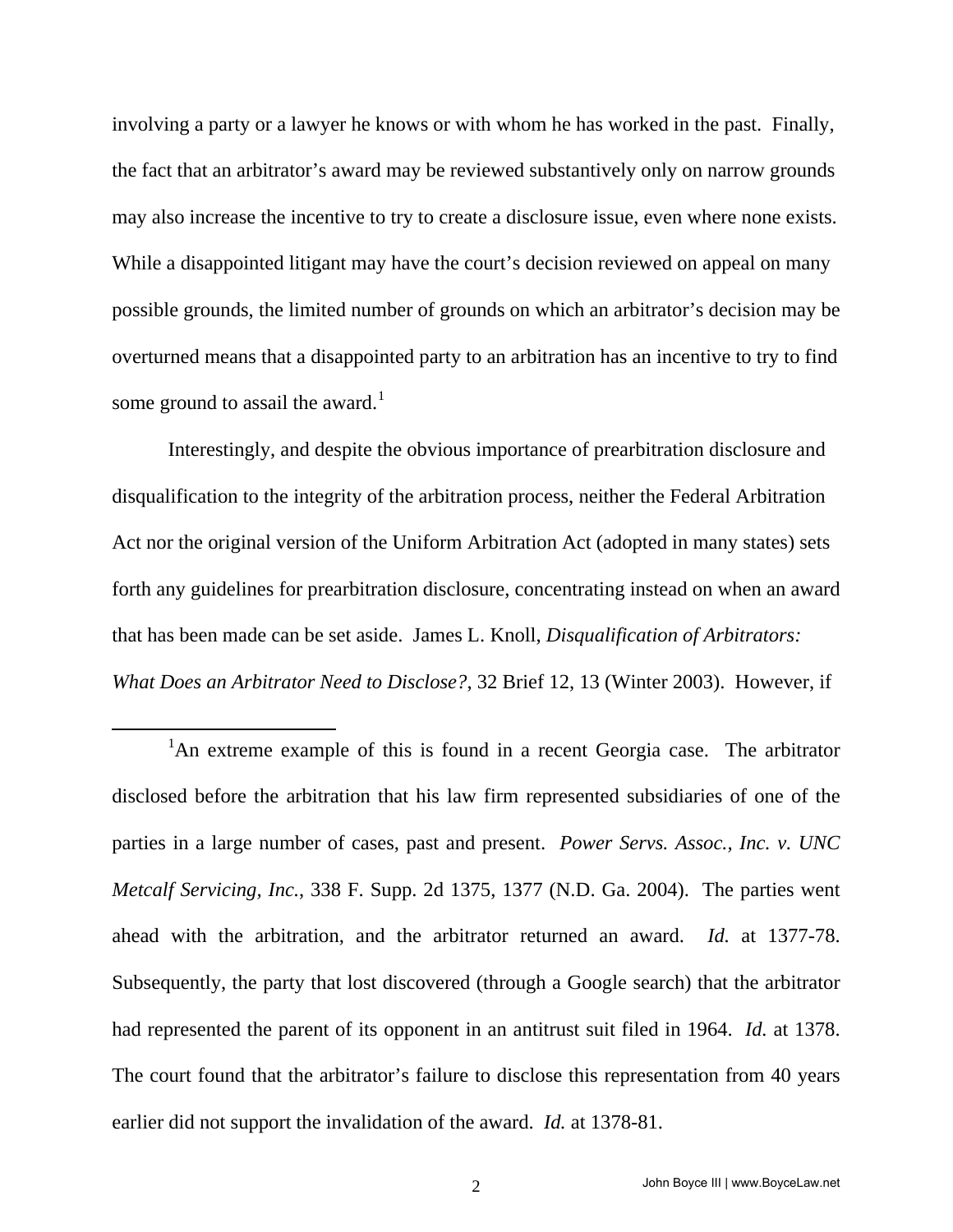involving a party or a lawyer he knows or with whom he has worked in the past. Finally, the fact that an arbitrator's award may be reviewed substantively only on narrow grounds may also increase the incentive to try to create a disclosure issue, even where none exists. While a disappointed litigant may have the court's decision reviewed on appeal on many possible grounds, the limited number of grounds on which an arbitrator's decision may be overturned means that a disappointed party to an arbitration has an incentive to try to find some ground to assail the award.[1]

Interestingly, and despite the obvious importance of prearbitration disclosure and disqualification to the integrity of the arbitration process, neither the Federal Arbitration Act nor the original version of the Uniform Arbitration Act (adopted in many states) sets forth any guidelines for prearbitration disclosure, concentrating instead on when an award that has been made can be set aside. James L. Knoll, *Disqualification of Arbitrators: What Does an Arbitrator Need to Disclose?*, 32 Brief 12, 13 (Winter 2003). However, if

---

[1] An extreme example of this is found in a recent Georgia case. The arbitrator disclosed before the arbitration that his law firm represented subsidiaries of one of the parties in a large number of cases, past and present. *Power Servs. Assoc., Inc. v. UNC Metcalf Servicing, Inc.*, 338 F. Supp. 2d 1375, 1377 (N.D. Ga. 2004). The parties went ahead with the arbitration, and the arbitrator returned an award. *Id.* at 1377-78. Subsequently, the party that lost discovered (through a Google search) that the arbitrator had represented the parent of its opponent in an antitrust suit filed in 1964. *Id.* at 1378. The court found that the arbitrator's failure to disclose this representation from 40 years earlier did not support the invalidation of the award. *Id.* at 1378-81.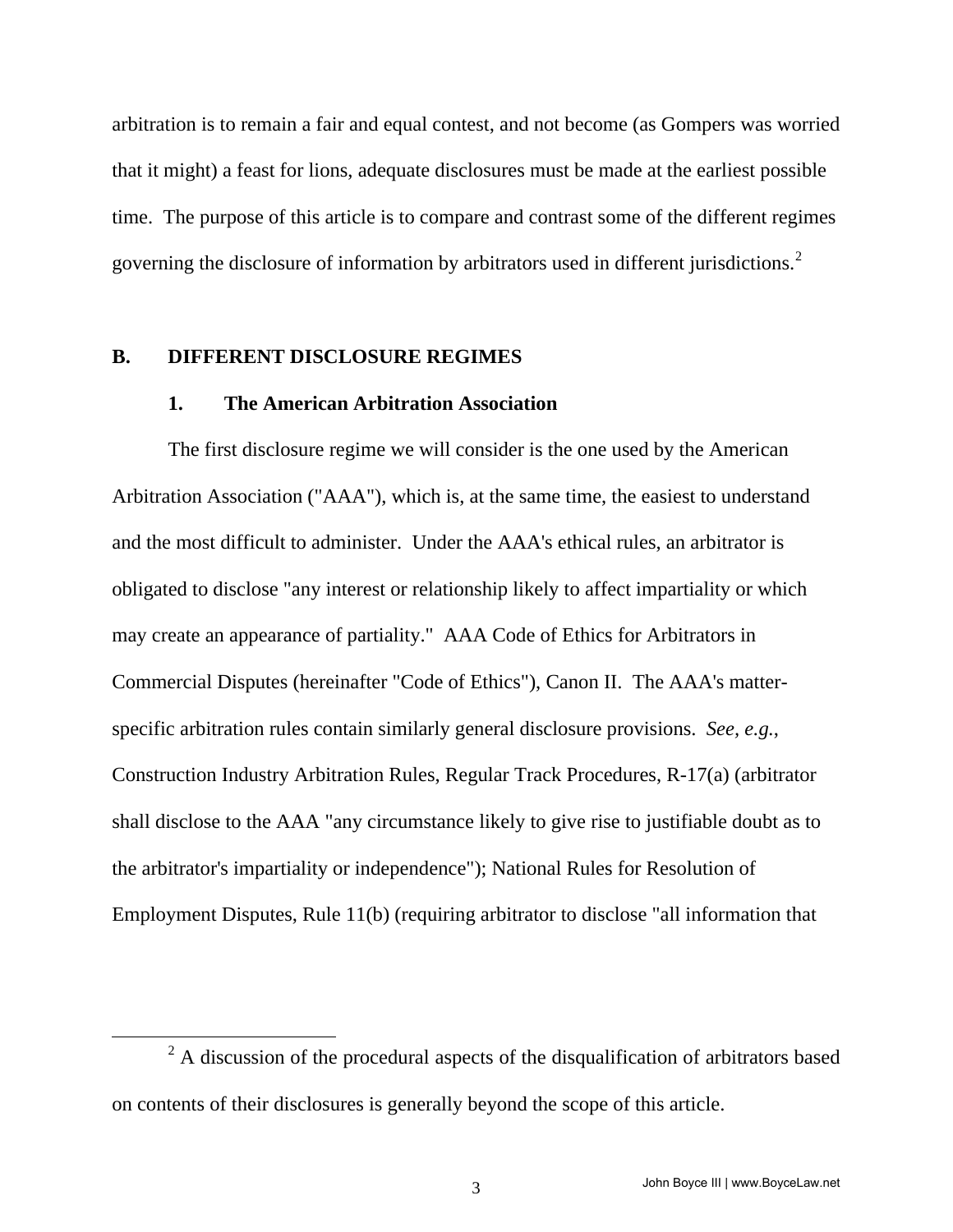arbitration is to remain a fair and equal contest, and not become (as Gompers was worried that it might) a feast for lions, adequate disclosures must be made at the earliest possible time. The purpose of this article is to compare and contrast some of the different regimes governing the disclosure of information by arbitrators used in different jurisdictions.[2]

## B. DIFFERENT DISCLOSURE REGIMES

### 1. The American Arbitration Association

The first disclosure regime we will consider is the one used by the American Arbitration Association ("AAA"), which is, at the same time, the easiest to understand and the most difficult to administer. Under the AAA's ethical rules, an arbitrator is obligated to disclose "any interest or relationship likely to affect impartiality or which may create an appearance of partiality." AAA Code of Ethics for Arbitrators in Commercial Disputes (hereinafter "Code of Ethics"), Canon II. The AAA's matter-specific arbitration rules contain similarly general disclosure provisions. *See, e.g.*, Construction Industry Arbitration Rules, Regular Track Procedures, R-17(a) (arbitrator shall disclose to the AAA "any circumstance likely to give rise to justifiable doubt as to the arbitrator's impartiality or independence"); National Rules for Resolution of Employment Disputes, Rule 11(b) (requiring arbitrator to disclose "all information that

---

[2] A discussion of the procedural aspects of the disqualification of arbitrators based on contents of their disclosures is generally beyond the scope of this article.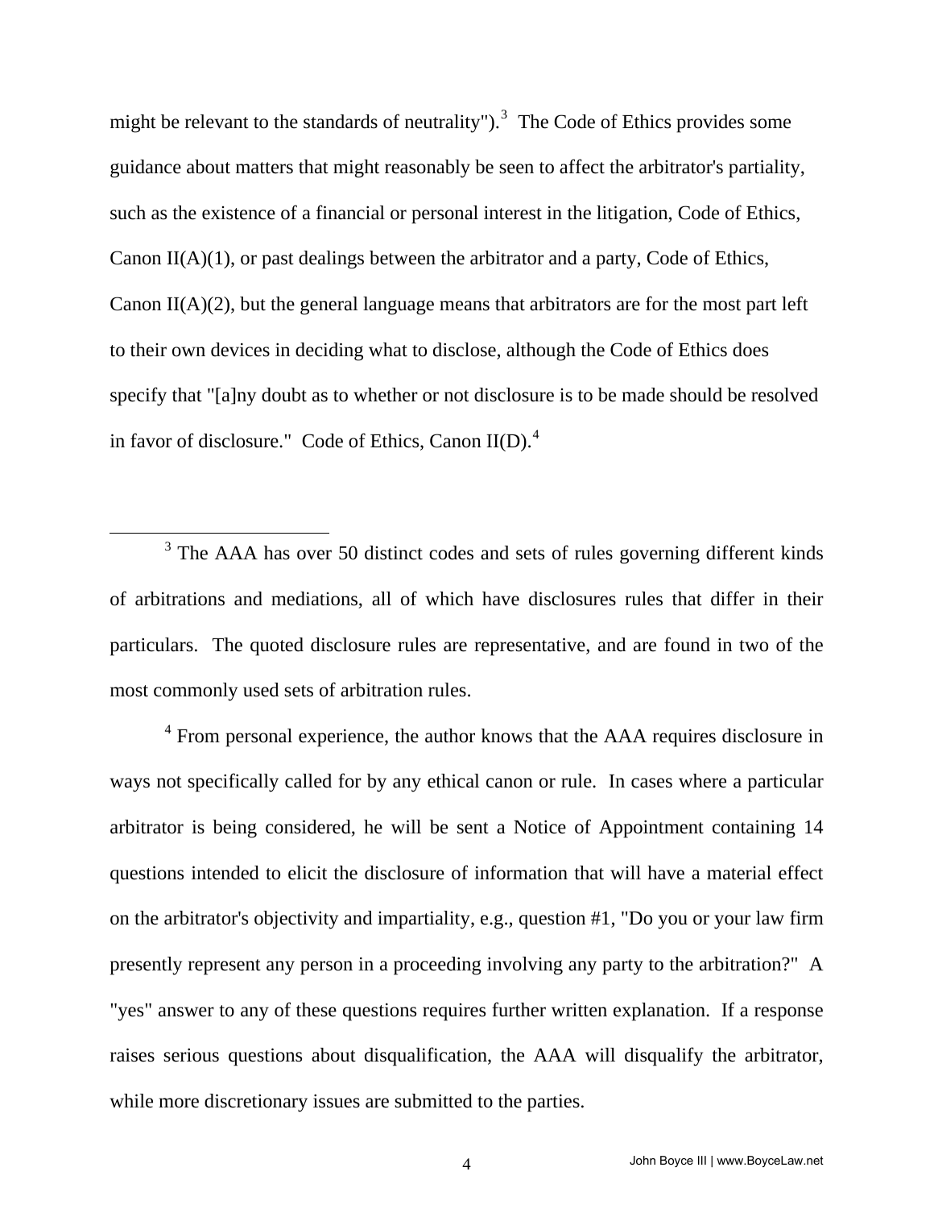might be relevant to the standards of neutrality").[3] The Code of Ethics provides some guidance about matters that might reasonably be seen to affect the arbitrator's partiality, such as the existence of a financial or personal interest in the litigation, Code of Ethics, Canon II(A)(1), or past dealings between the arbitrator and a party, Code of Ethics, Canon II(A)(2), but the general language means that arbitrators are for the most part left to their own devices in deciding what to disclose, although the Code of Ethics does specify that "[a]ny doubt as to whether or not disclosure is to be made should be resolved in favor of disclosure." Code of Ethics, Canon II(D).[4]

---

[3] The AAA has over 50 distinct codes and sets of rules governing different kinds of arbitrations and mediations, all of which have disclosures rules that differ in their particulars. The quoted disclosure rules are representative, and are found in two of the most commonly used sets of arbitration rules.

[4] From personal experience, the author knows that the AAA requires disclosure in ways not specifically called for by any ethical canon or rule. In cases where a particular arbitrator is being considered, he will be sent a Notice of Appointment containing 14 questions intended to elicit the disclosure of information that will have a material effect on the arbitrator's objectivity and impartiality, e.g., question #1, "Do you or your law firm presently represent any person in a proceeding involving any party to the arbitration?" A "yes" answer to any of these questions requires further written explanation. If a response raises serious questions about disqualification, the AAA will disqualify the arbitrator, while more discretionary issues are submitted to the parties.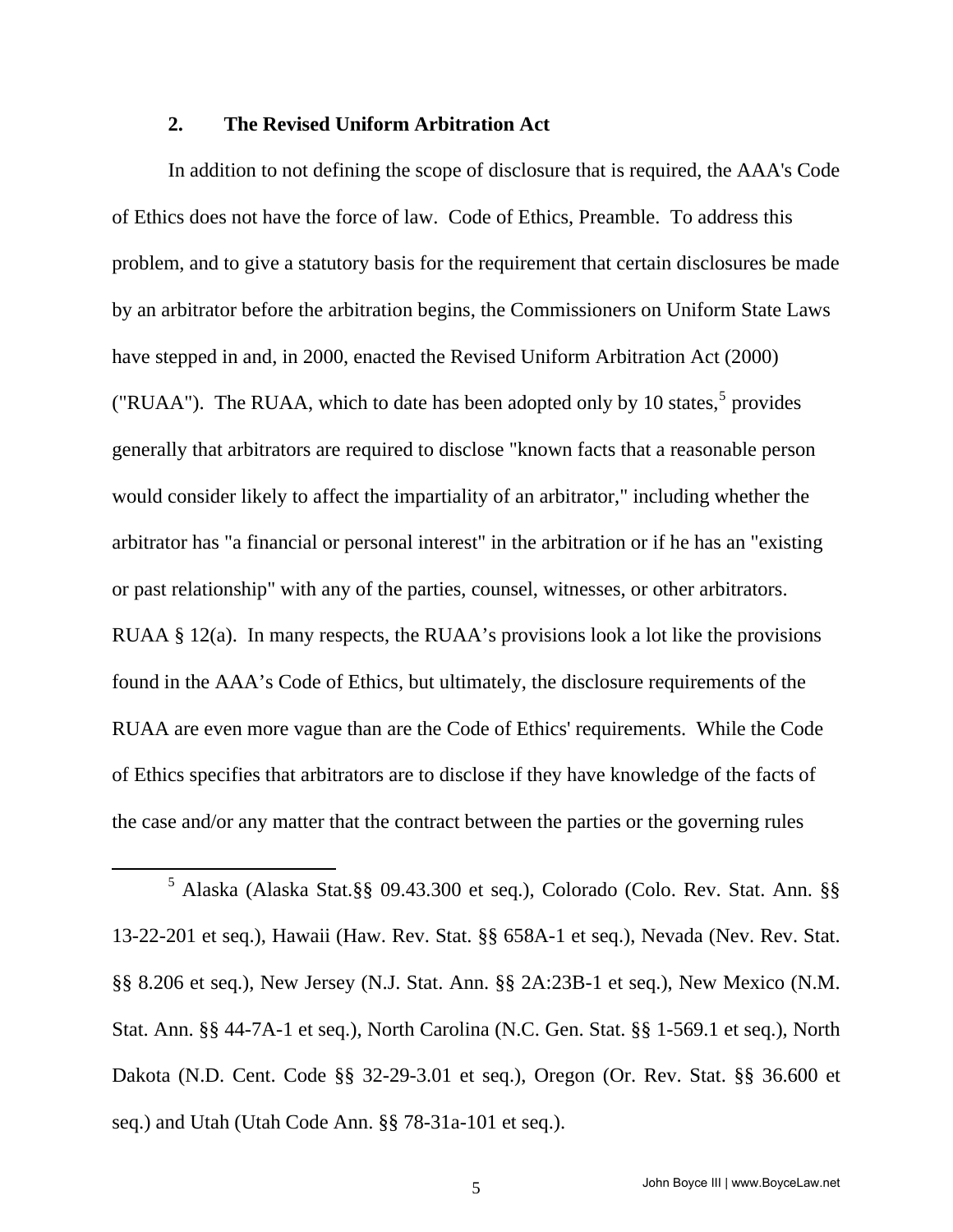### 2. The Revised Uniform Arbitration Act

In addition to not defining the scope of disclosure that is required, the AAA's Code of Ethics does not have the force of law. Code of Ethics, Preamble. To address this problem, and to give a statutory basis for the requirement that certain disclosures be made by an arbitrator before the arbitration begins, the Commissioners on Uniform State Laws have stepped in and, in 2000, enacted the Revised Uniform Arbitration Act (2000) ("RUAA"). The RUAA, which to date has been adopted only by 10 states,[5] provides generally that arbitrators are required to disclose "known facts that a reasonable person would consider likely to affect the impartiality of an arbitrator," including whether the arbitrator has "a financial or personal interest" in the arbitration or if he has an "existing or past relationship" with any of the parties, counsel, witnesses, or other arbitrators. RUAA § 12(a). In many respects, the RUAA's provisions look a lot like the provisions found in the AAA's Code of Ethics, but ultimately, the disclosure requirements of the RUAA are even more vague than are the Code of Ethics' requirements. While the Code of Ethics specifies that arbitrators are to disclose if they have knowledge of the facts of the case and/or any matter that the contract between the parties or the governing rules

---

[5] Alaska (Alaska Stat.§§ 09.43.300 et seq.), Colorado (Colo. Rev. Stat. Ann. §§ 13-22-201 et seq.), Hawaii (Haw. Rev. Stat. §§ 658A-1 et seq.), Nevada (Nev. Rev. Stat. §§ 8.206 et seq.), New Jersey (N.J. Stat. Ann. §§ 2A:23B-1 et seq.), New Mexico (N.M. Stat. Ann. §§ 44-7A-1 et seq.), North Carolina (N.C. Gen. Stat. §§ 1-569.1 et seq.), North Dakota (N.D. Cent. Code §§ 32-29-3.01 et seq.), Oregon (Or. Rev. Stat. §§ 36.600 et seq.) and Utah (Utah Code Ann. §§ 78-31a-101 et seq.).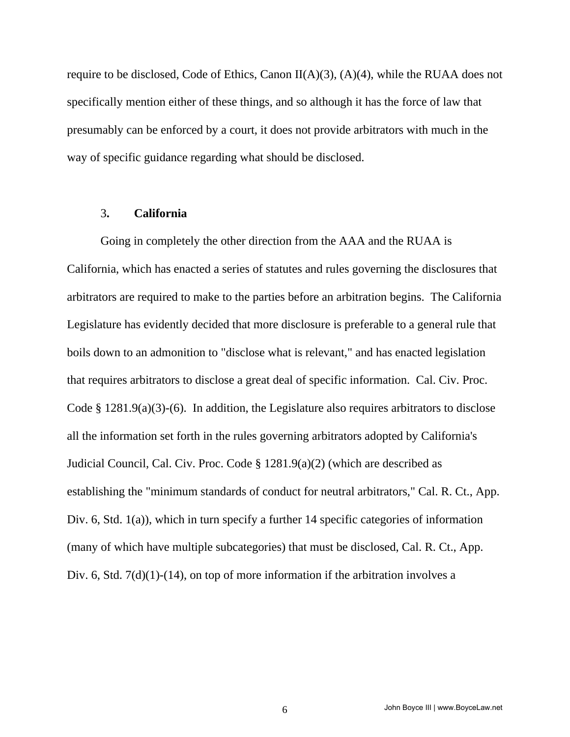require to be disclosed, Code of Ethics, Canon II(A)(3), (A)(4), while the RUAA does not specifically mention either of these things, and so although it has the force of law that presumably can be enforced by a court, it does not provide arbitrators with much in the way of specific guidance regarding what should be disclosed.

### 3. California

Going in completely the other direction from the AAA and the RUAA is California, which has enacted a series of statutes and rules governing the disclosures that arbitrators are required to make to the parties before an arbitration begins. The California Legislature has evidently decided that more disclosure is preferable to a general rule that boils down to an admonition to "disclose what is relevant," and has enacted legislation that requires arbitrators to disclose a great deal of specific information. Cal. Civ. Proc. Code § 1281.9(a)(3)-(6). In addition, the Legislature also requires arbitrators to disclose all the information set forth in the rules governing arbitrators adopted by California's Judicial Council, Cal. Civ. Proc. Code § 1281.9(a)(2) (which are described as establishing the "minimum standards of conduct for neutral arbitrators," Cal. R. Ct., App. Div. 6, Std. 1(a)), which in turn specify a further 14 specific categories of information (many of which have multiple subcategories) that must be disclosed, Cal. R. Ct., App. Div. 6, Std. 7(d)(1)-(14), on top of more information if the arbitration involves a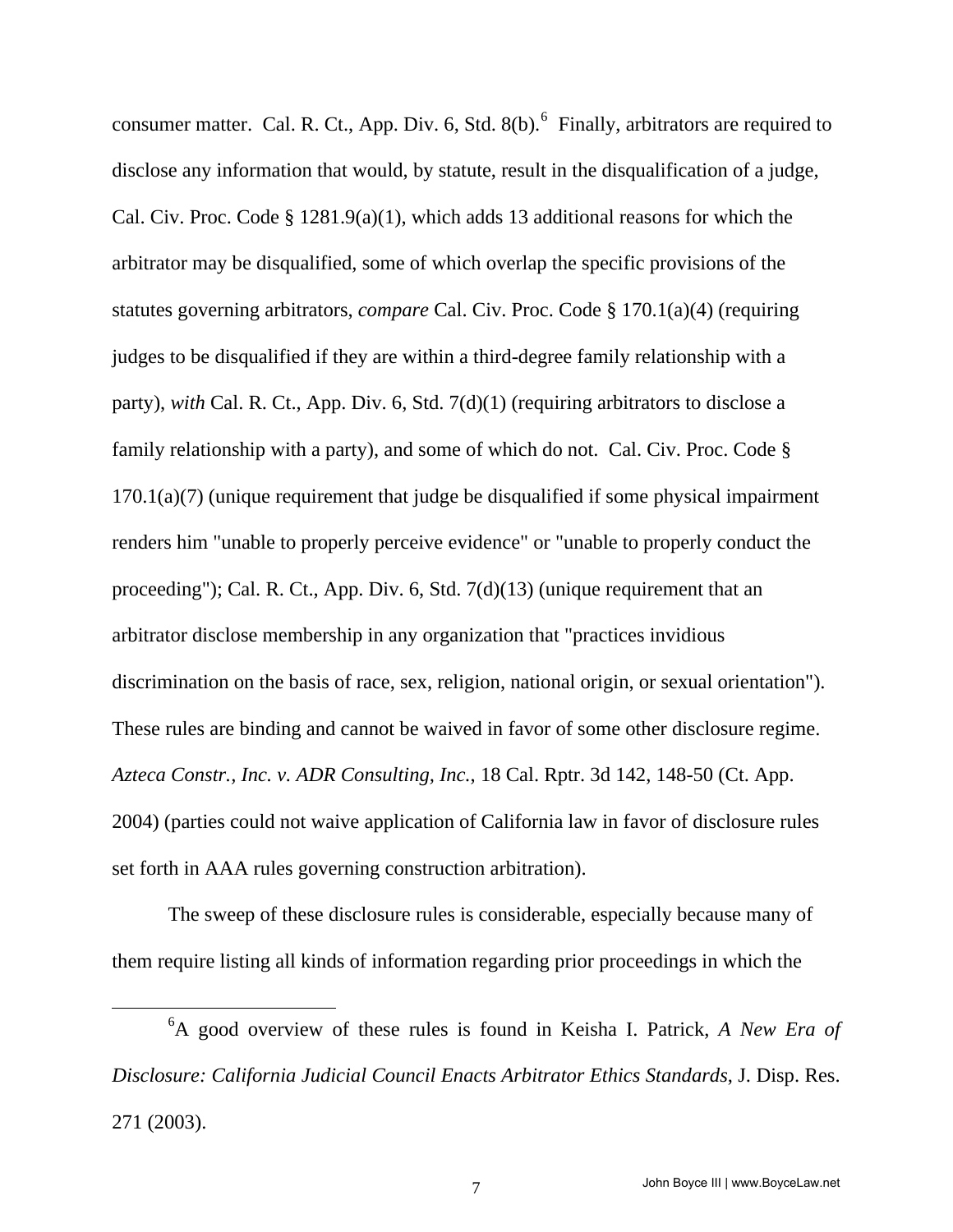consumer matter. Cal. R. Ct., App. Div. 6, Std. 8(b).[6] Finally, arbitrators are required to disclose any information that would, by statute, result in the disqualification of a judge, Cal. Civ. Proc. Code § 1281.9(a)(1), which adds 13 additional reasons for which the arbitrator may be disqualified, some of which overlap the specific provisions of the statutes governing arbitrators, *compare* Cal. Civ. Proc. Code § 170.1(a)(4) (requiring judges to be disqualified if they are within a third-degree family relationship with a party), *with* Cal. R. Ct., App. Div. 6, Std. 7(d)(1) (requiring arbitrators to disclose a family relationship with a party), and some of which do not. Cal. Civ. Proc. Code § 170.1(a)(7) (unique requirement that judge be disqualified if some physical impairment renders him "unable to properly perceive evidence" or "unable to properly conduct the proceeding"); Cal. R. Ct., App. Div. 6, Std. 7(d)(13) (unique requirement that an arbitrator disclose membership in any organization that "practices invidious discrimination on the basis of race, sex, religion, national origin, or sexual orientation"). These rules are binding and cannot be waived in favor of some other disclosure regime. *Azteca Constr., Inc. v. ADR Consulting, Inc.*, 18 Cal. Rptr. 3d 142, 148-50 (Ct. App. 2004) (parties could not waive application of California law in favor of disclosure rules set forth in AAA rules governing construction arbitration).

The sweep of these disclosure rules is considerable, especially because many of them require listing all kinds of information regarding prior proceedings in which the

---

[6] A good overview of these rules is found in Keisha I. Patrick, *A New Era of Disclosure: California Judicial Council Enacts Arbitrator Ethics Standards*, J. Disp. Res. 271 (2003).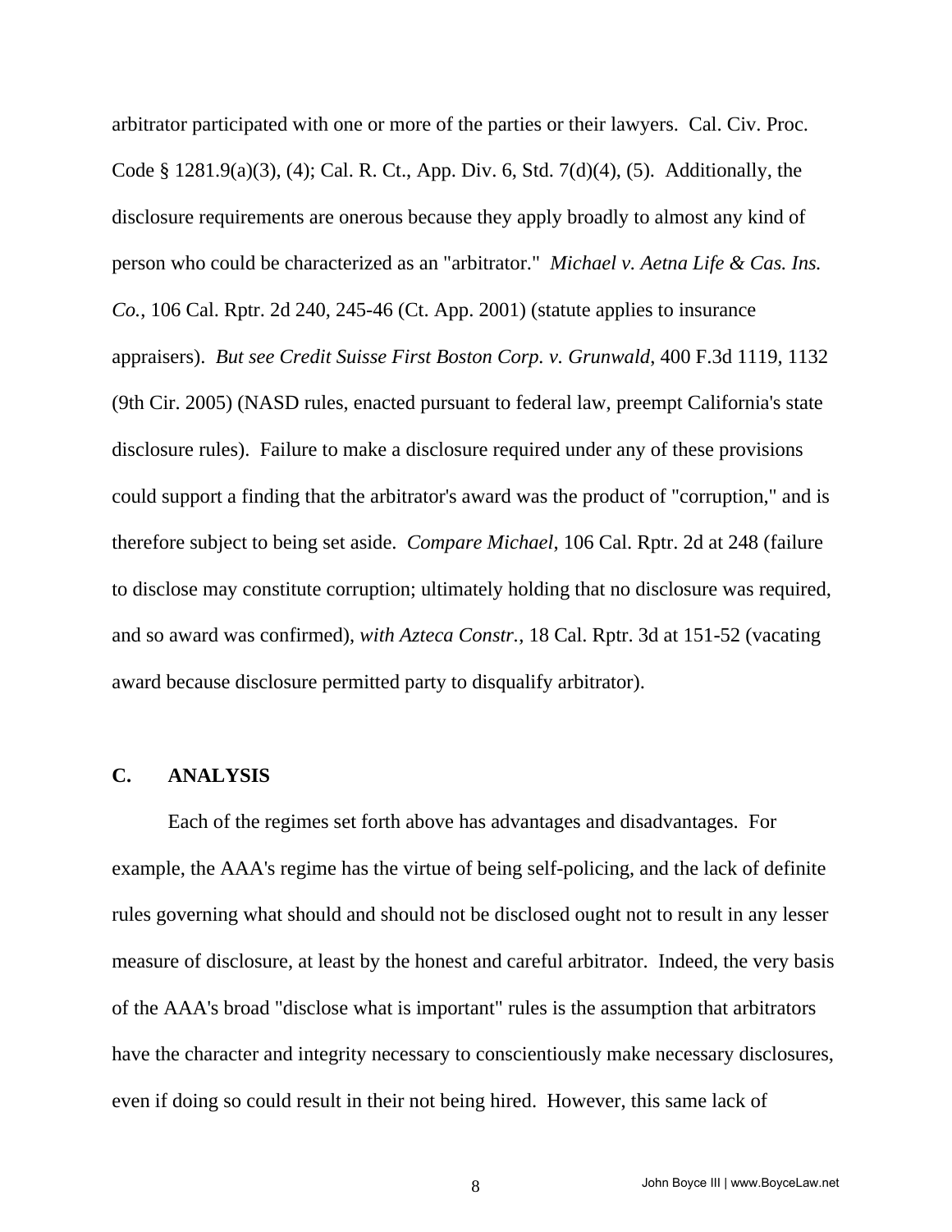arbitrator participated with one or more of the parties or their lawyers. Cal. Civ. Proc. Code § 1281.9(a)(3), (4); Cal. R. Ct., App. Div. 6, Std. 7(d)(4), (5). Additionally, the disclosure requirements are onerous because they apply broadly to almost any kind of person who could be characterized as an "arbitrator." *Michael v. Aetna Life & Cas. Ins. Co.*, 106 Cal. Rptr. 2d 240, 245-46 (Ct. App. 2001) (statute applies to insurance appraisers). *But see Credit Suisse First Boston Corp. v. Grunwald*, 400 F.3d 1119, 1132 (9th Cir. 2005) (NASD rules, enacted pursuant to federal law, preempt California's state disclosure rules). Failure to make a disclosure required under any of these provisions could support a finding that the arbitrator's award was the product of "corruption," and is therefore subject to being set aside. *Compare Michael*, 106 Cal. Rptr. 2d at 248 (failure to disclose may constitute corruption; ultimately holding that no disclosure was required, and so award was confirmed), *with Azteca Constr.*, 18 Cal. Rptr. 3d at 151-52 (vacating award because disclosure permitted party to disqualify arbitrator).

## C. ANALYSIS

Each of the regimes set forth above has advantages and disadvantages. For example, the AAA's regime has the virtue of being self-policing, and the lack of definite rules governing what should and should not be disclosed ought not to result in any lesser measure of disclosure, at least by the honest and careful arbitrator. Indeed, the very basis of the AAA's broad "disclose what is important" rules is the assumption that arbitrators have the character and integrity necessary to conscientiously make necessary disclosures, even if doing so could result in their not being hired. However, this same lack of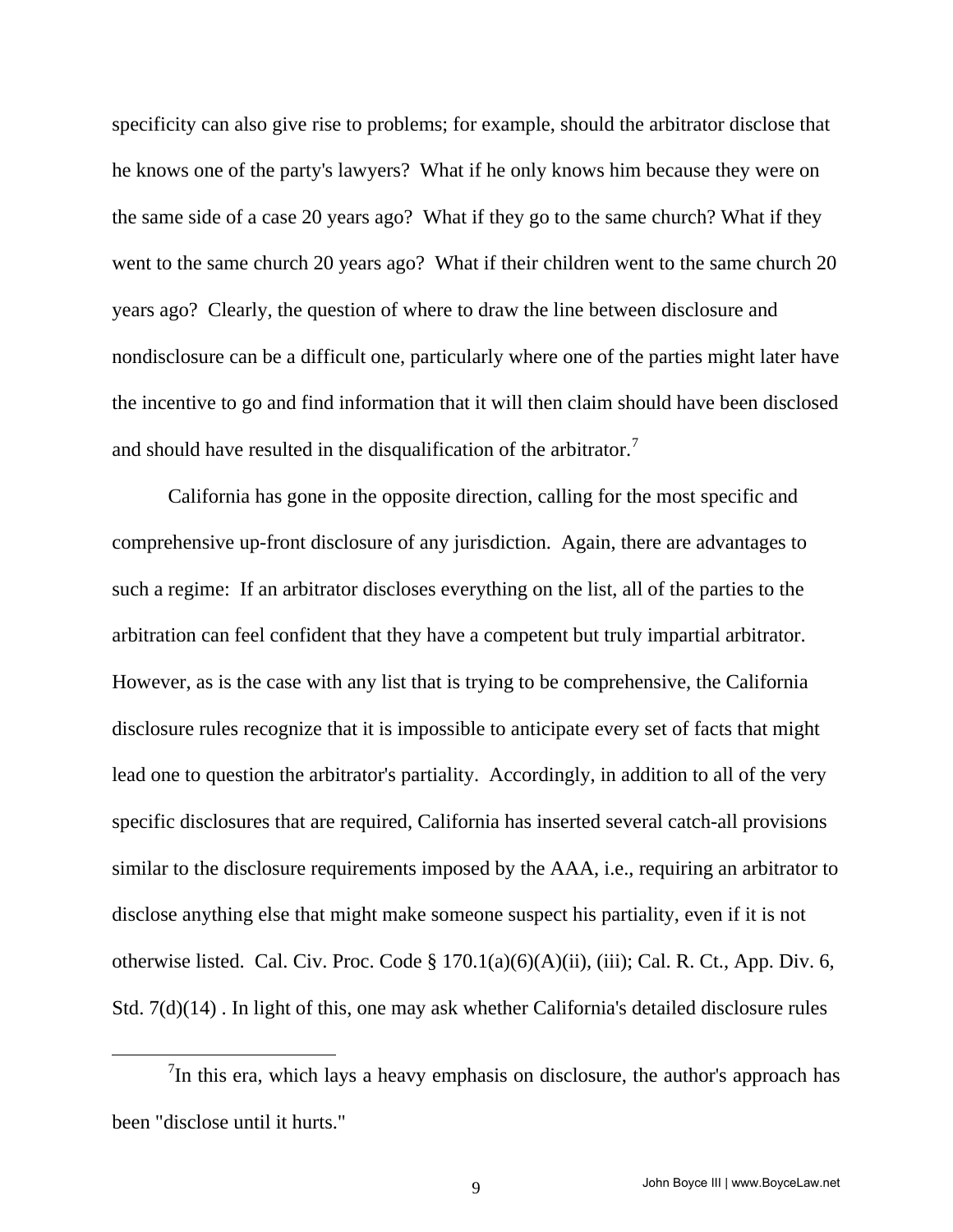specificity can also give rise to problems; for example, should the arbitrator disclose that he knows one of the party's lawyers? What if he only knows him because they were on the same side of a case 20 years ago? What if they go to the same church? What if they went to the same church 20 years ago? What if their children went to the same church 20 years ago? Clearly, the question of where to draw the line between disclosure and nondisclosure can be a difficult one, particularly where one of the parties might later have the incentive to go and find information that it will then claim should have been disclosed and should have resulted in the disqualification of the arbitrator.[7]

California has gone in the opposite direction, calling for the most specific and comprehensive up-front disclosure of any jurisdiction. Again, there are advantages to such a regime: If an arbitrator discloses everything on the list, all of the parties to the arbitration can feel confident that they have a competent but truly impartial arbitrator. However, as is the case with any list that is trying to be comprehensive, the California disclosure rules recognize that it is impossible to anticipate every set of facts that might lead one to question the arbitrator's partiality. Accordingly, in addition to all of the very specific disclosures that are required, California has inserted several catch-all provisions similar to the disclosure requirements imposed by the AAA, i.e., requiring an arbitrator to disclose anything else that might make someone suspect his partiality, even if it is not otherwise listed. Cal. Civ. Proc. Code § 170.1(a)(6)(A)(ii), (iii); Cal. R. Ct., App. Div. 6, Std. 7(d)(14) . In light of this, one may ask whether California's detailed disclosure rules

[7]In this era, which lays a heavy emphasis on disclosure, the author's approach has been "disclose until it hurts."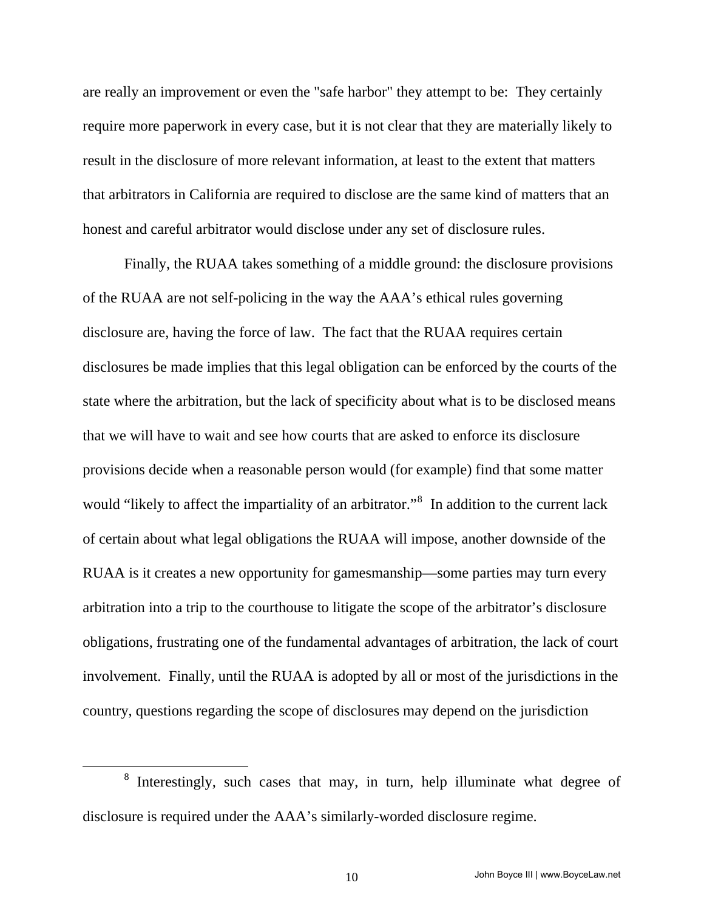are really an improvement or even the "safe harbor" they attempt to be: They certainly require more paperwork in every case, but it is not clear that they are materially likely to result in the disclosure of more relevant information, at least to the extent that matters that arbitrators in California are required to disclose are the same kind of matters that an honest and careful arbitrator would disclose under any set of disclosure rules.

Finally, the RUAA takes something of a middle ground: the disclosure provisions of the RUAA are not self-policing in the way the AAA's ethical rules governing disclosure are, having the force of law. The fact that the RUAA requires certain disclosures be made implies that this legal obligation can be enforced by the courts of the state where the arbitration, but the lack of specificity about what is to be disclosed means that we will have to wait and see how courts that are asked to enforce its disclosure provisions decide when a reasonable person would (for example) find that some matter would "likely to affect the impartiality of an arbitrator."[8] In addition to the current lack of certain about what legal obligations the RUAA will impose, another downside of the RUAA is it creates a new opportunity for gamesmanship—some parties may turn every arbitration into a trip to the courthouse to litigate the scope of the arbitrator's disclosure obligations, frustrating one of the fundamental advantages of arbitration, the lack of court involvement. Finally, until the RUAA is adopted by all or most of the jurisdictions in the country, questions regarding the scope of disclosures may depend on the jurisdiction

---

[8] Interestingly, such cases that may, in turn, help illuminate what degree of disclosure is required under the AAA's similarly-worded disclosure regime.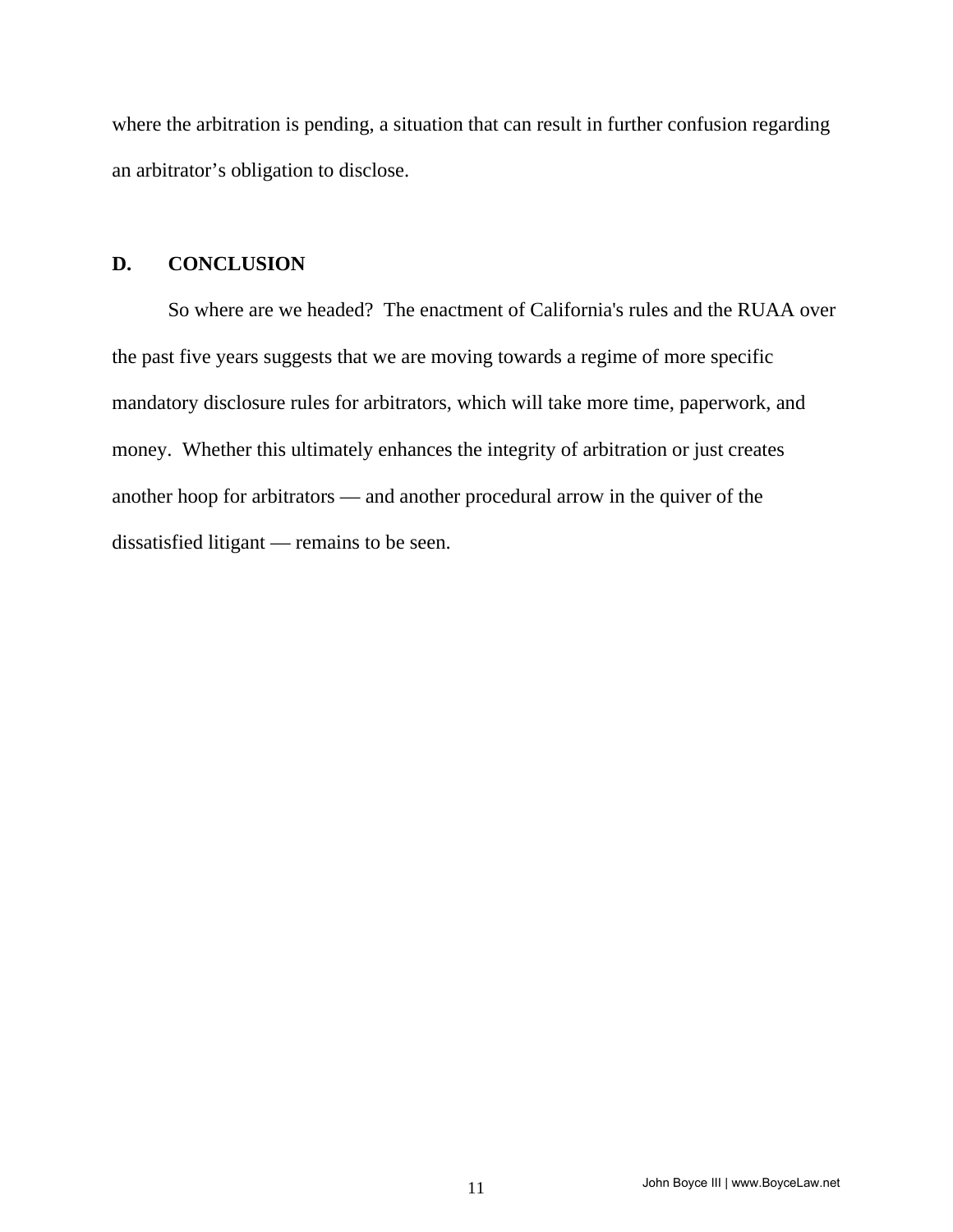where the arbitration is pending, a situation that can result in further confusion regarding an arbitrator’s obligation to disclose.

## D. CONCLUSION

So where are we headed? The enactment of California's rules and the RUAA over the past five years suggests that we are moving towards a regime of more specific mandatory disclosure rules for arbitrators, which will take more time, paperwork, and money. Whether this ultimately enhances the integrity of arbitration or just creates another hoop for arbitrators — and another procedural arrow in the quiver of the dissatisfied litigant — remains to be seen.